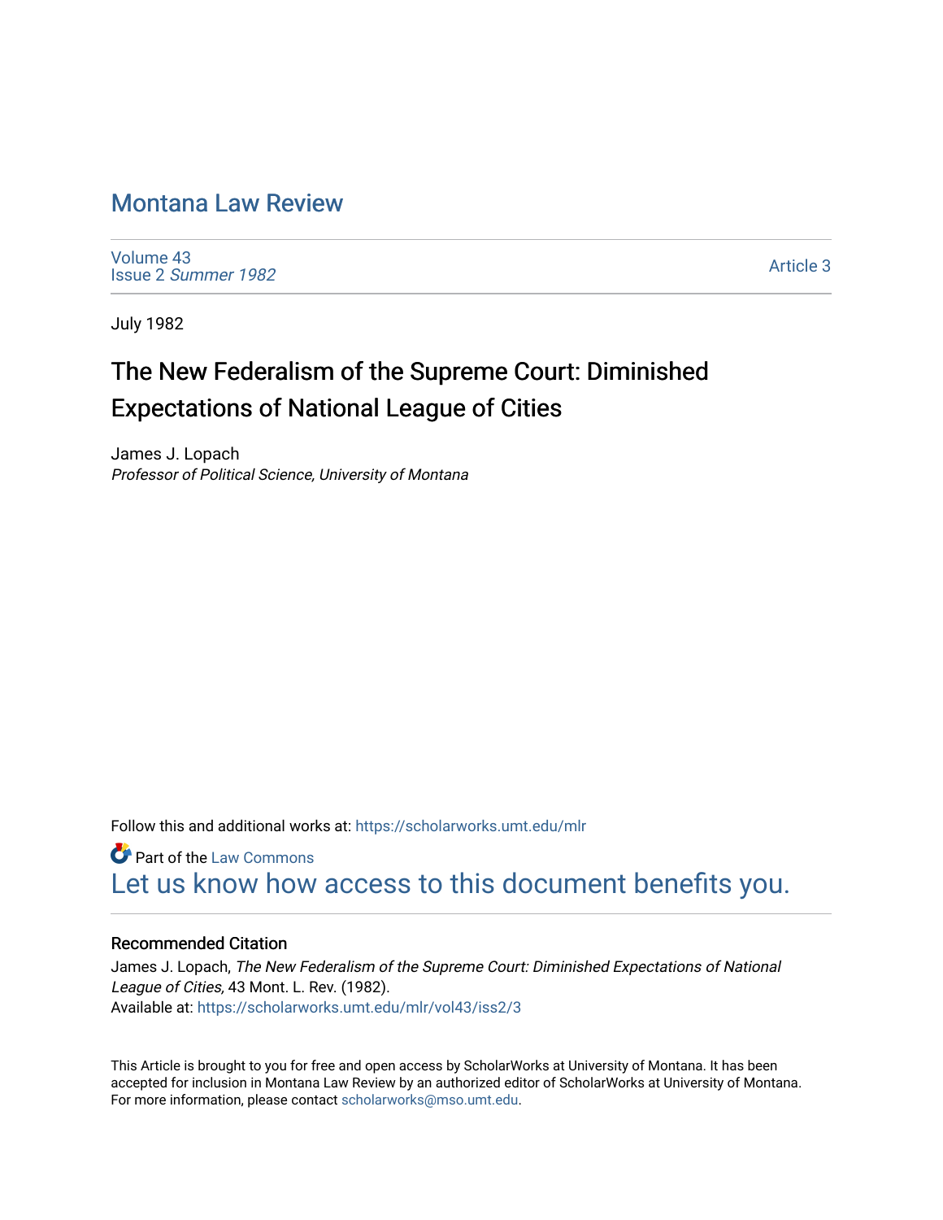# Montana Law Review

Volume 43
Issue 2 *Summer 1982*

Article 3

July 1982

## The New Federalism of the Supreme Court: Diminished Expectations of National League of Cities

James J. Lopach
*Professor of Political Science, University of Montana*

Follow this and additional works at: https://scholarworks.umt.edu/mlr

Part of the Law Commons

Let us know how access to this document benefits you.

### Recommended Citation

James J. Lopach, *The New Federalism of the Supreme Court: Diminished Expectations of National League of Cities,* 43 Mont. L. Rev. (1982).
Available at: https://scholarworks.umt.edu/mlr/vol43/iss2/3

This Article is brought to you for free and open access by ScholarWorks at University of Montana. It has been accepted for inclusion in Montana Law Review by an authorized editor of ScholarWorks at University of Montana. For more information, please contact scholarworks@mso.umt.edu.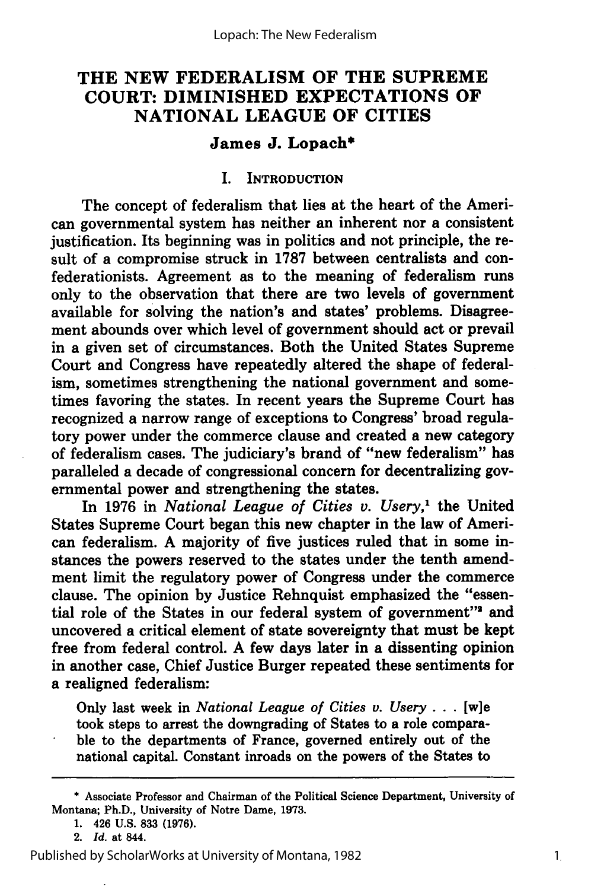# THE NEW FEDERALISM OF THE SUPREME COURT: DIMINISHED EXPECTATIONS OF NATIONAL LEAGUE OF CITIES

### James J. Lopach*

## I. INTRODUCTION

The concept of federalism that lies at the heart of the American governmental system has neither an inherent nor a consistent justification. Its beginning was in politics and not principle, the result of a compromise struck in 1787 between centralists and confederationists. Agreement as to the meaning of federalism runs only to the observation that there are two levels of government available for solving the nation's and states' problems. Disagreement abounds over which level of government should act or prevail in a given set of circumstances. Both the United States Supreme Court and Congress have repeatedly altered the shape of federalism, sometimes strengthening the national government and sometimes favoring the states. In recent years the Supreme Court has recognized a narrow range of exceptions to Congress' broad regulatory power under the commerce clause and created a new category of federalism cases. The judiciary's brand of "new federalism" has paralleled a decade of congressional concern for decentralizing governmental power and strengthening the states.

In 1976 in *National League of Cities v. Usery*,[1] the United States Supreme Court began this new chapter in the law of American federalism. A majority of five justices ruled that in some instances the powers reserved to the states under the tenth amendment limit the regulatory power of Congress under the commerce clause. The opinion by Justice Rehnquist emphasized the "essential role of the States in our federal system of government"[2] and uncovered a critical element of state sovereignty that must be kept free from federal control. A few days later in a dissenting opinion in another case, Chief Justice Burger repeated these sentiments for a realigned federalism:

> Only last week in *National League of Cities v. Usery* . . . [w]e took steps to arrest the downgrading of States to a role comparable to the departments of France, governed entirely out of the national capital. Constant inroads on the powers of the States to

---

\* Associate Professor and Chairman of the Political Science Department, University of Montana; Ph.D., University of Notre Dame, 1973.

1. 426 U.S. 833 (1976).
2. *Id.* at 844.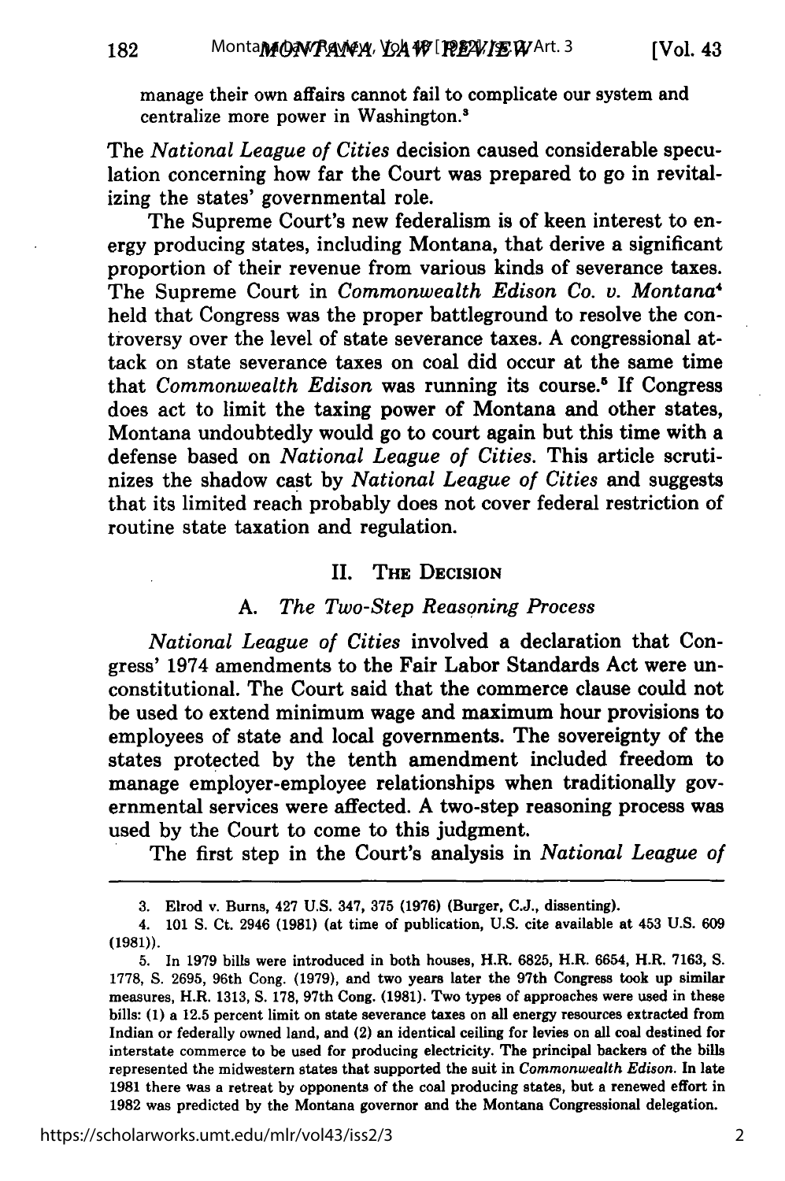manage their own affairs cannot fail to complicate our system and centralize more power in Washington.[3]

The *National League of Cities* decision caused considerable speculation concerning how far the Court was prepared to go in revitalizing the states' governmental role.

The Supreme Court's new federalism is of keen interest to energy producing states, including Montana, that derive a significant proportion of their revenue from various kinds of severance taxes. The Supreme Court in *Commonwealth Edison Co. v. Montana*[4] held that Congress was the proper battleground to resolve the controversy over the level of state severance taxes. A congressional attack on state severance taxes on coal did occur at the same time that *Commonwealth Edison* was running its course.[5] If Congress does act to limit the taxing power of Montana and other states, Montana undoubtedly would go to court again but this time with a defense based on *National League of Cities*. This article scrutinizes the shadow cast by *National League of Cities* and suggests that its limited reach probably does not cover federal restriction of routine state taxation and regulation.

## II. The Decision

### A. *The Two-Step Reasoning Process*

*National League of Cities* involved a declaration that Congress' 1974 amendments to the Fair Labor Standards Act were unconstitutional. The Court said that the commerce clause could not be used to extend minimum wage and maximum hour provisions to employees of state and local governments. The sovereignty of the states protected by the tenth amendment included freedom to manage employer-employee relationships when traditionally governmental services were affected. A two-step reasoning process was used by the Court to come to this judgment.

The first step in the Court's analysis in *National League of*

---

3. Elrod v. Burns, 427 U.S. 347, 375 (1976) (Burger, C.J., dissenting).

4. 101 S. Ct. 2946 (1981) (at time of publication, U.S. cite available at 453 U.S. 609 (1981)).

5. In 1979 bills were introduced in both houses, H.R. 6825, H.R. 6654, H.R. 7163, S. 1778, S. 2695, 96th Cong. (1979), and two years later the 97th Congress took up similar measures, H.R. 1313, S. 178, 97th Cong. (1981). Two types of approaches were used in these bills: (1) a 12.5 percent limit on state severance taxes on all energy resources extracted from Indian or federally owned land, and (2) an identical ceiling for levies on all coal destined for interstate commerce to be used for producing electricity. The principal backers of the bills represented the midwestern states that supported the suit in *Commonwealth Edison*. In late 1981 there was a retreat by opponents of the coal producing states, but a renewed effort in 1982 was predicted by the Montana governor and the Montana Congressional delegation.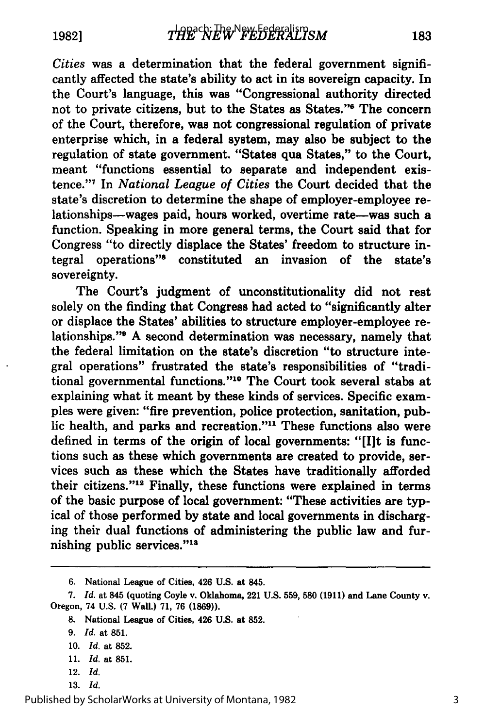*Cities* was a determination that the federal government significantly affected the state's ability to act in its sovereign capacity. In the Court's language, this was "Congressional authority directed not to private citizens, but to the States as States."[6] The concern of the Court, therefore, was not congressional regulation of private enterprise which, in a federal system, may also be subject to the regulation of state government. "States qua States," to the Court, meant "functions essential to separate and independent existence."[7] In *National League of Cities* the Court decided that the state's discretion to determine the shape of employer-employee relationships—wages paid, hours worked, overtime rate—was such a function. Speaking in more general terms, the Court said that for Congress "to directly displace the States' freedom to structure integral operations"[8] constituted an invasion of the state's sovereignty.

The Court's judgment of unconstitutionality did not rest solely on the finding that Congress had acted to "significantly alter or displace the States' abilities to structure employer-employee relationships."[9] A second determination was necessary, namely that the federal limitation on the state's discretion "to structure integral operations" frustrated the state's responsibilities of "traditional governmental functions."[10] The Court took several stabs at explaining what it meant by these kinds of services. Specific examples were given: "fire prevention, police protection, sanitation, public health, and parks and recreation."[11] These functions also were defined in terms of the origin of local governments: "[I]t is functions such as these which governments are created to provide, services such as these which the States have traditionally afforded their citizens."[12] Finally, these functions were explained in terms of the basic purpose of local government: "These activities are typical of those performed by state and local governments in discharging their dual functions of administering the public law and furnishing public services."[13]

---

6. National League of Cities, 426 U.S. at 845.

7. *Id.* at 845 (quoting Coyle v. Oklahoma, 221 U.S. 559, 580 (1911) and Lane County v. Oregon, 74 U.S. (7 Wall.) 71, 76 (1869)).

8. National League of Cities, 426 U.S. at 852.

9. *Id.* at 851.

10. *Id.* at 852.

11. *Id.* at 851.

12. *Id.*

13. *Id.*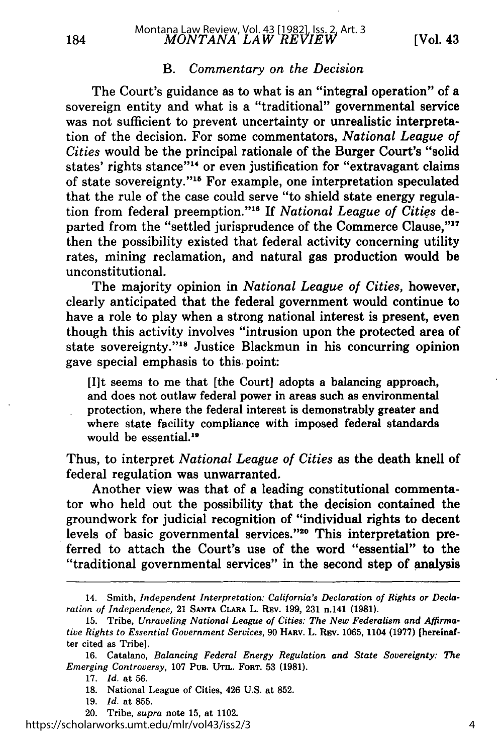### B. *Commentary on the Decision*

The Court's guidance as to what is an "integral operation" of a sovereign entity and what is a "traditional" governmental service was not sufficient to prevent uncertainty or unrealistic interpretation of the decision. For some commentators, *National League of Cities* would be the principal rationale of the Burger Court's "solid states' rights stance"[14] or even justification for "extravagant claims of state sovereignty."[15] For example, one interpretation speculated that the rule of the case could serve "to shield state energy regulation from federal preemption."[16] If *National League of Cities* departed from the "settled jurisprudence of the Commerce Clause,"[17] then the possibility existed that federal activity concerning utility rates, mining reclamation, and natural gas production would be unconstitutional.

The majority opinion in *National League of Cities*, however, clearly anticipated that the federal government would continue to have a role to play when a strong national interest is present, even though this activity involves "intrusion upon the protected area of state sovereignty."[18] Justice Blackmun in his concurring opinion gave special emphasis to this point:

> [I]t seems to me that [the Court] adopts a balancing approach, and does not outlaw federal power in areas such as environmental protection, where the federal interest is demonstrably greater and where state facility compliance with imposed federal standards would be essential.[19]

Thus, to interpret *National League of Cities* as the death knell of federal regulation was unwarranted.

Another view was that of a leading constitutional commentator who held out the possibility that the decision contained the groundwork for judicial recognition of "individual rights to decent levels of basic governmental services."[20] This interpretation preferred to attach the Court's use of the word "essential" to the "traditional governmental services" in the second step of analysis

---

14. Smith, *Independent Interpretation: California's Declaration of Rights or Declaration of Independence*, 21 SANTA CLARA L. REV. 199, 231 n.141 (1981).

15. Tribe, *Unraveling National League of Cities: The New Federalism and Affirmative Rights to Essential Government Services*, 90 HARV. L. REV. 1065, 1104 (1977) [hereinafter cited as Tribe].

16. Catalano, *Balancing Federal Energy Regulation and State Sovereignty: The Emerging Controversy*, 107 PUB. UTIL. FORT. 53 (1981).

17. *Id.* at 56.

18. National League of Cities, 426 U.S. at 852.

19. *Id.* at 855.

20. Tribe, *supra* note 15, at 1102.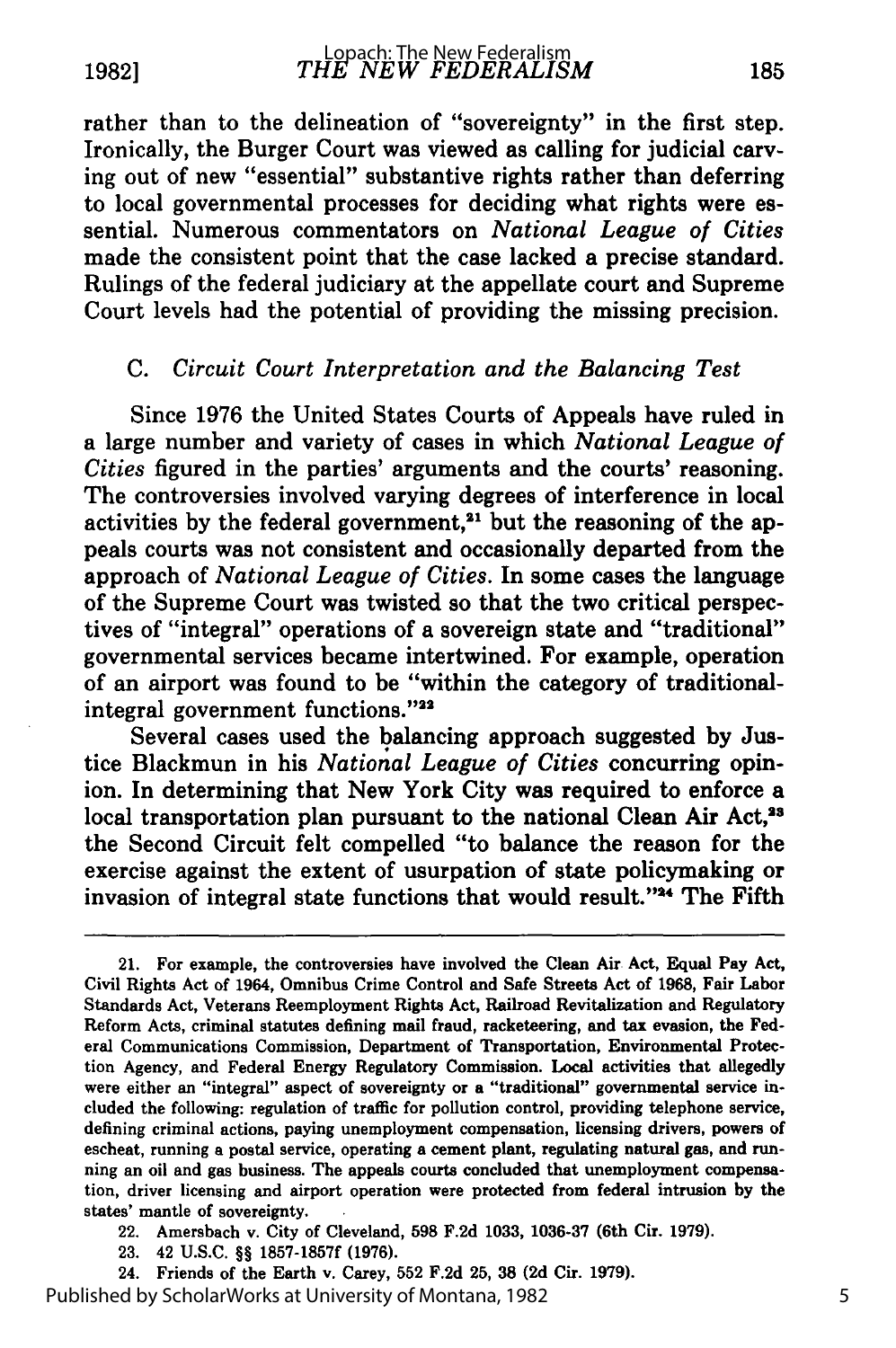rather than to the delineation of "sovereignty" in the first step. Ironically, the Burger Court was viewed as calling for judicial carving out of new "essential" substantive rights rather than deferring to local governmental processes for deciding what rights were essential. Numerous commentators on *National League of Cities* made the consistent point that the case lacked a precise standard. Rulings of the federal judiciary at the appellate court and Supreme Court levels had the potential of providing the missing precision.

### C. *Circuit Court Interpretation and the Balancing Test*

Since 1976 the United States Courts of Appeals have ruled in a large number and variety of cases in which *National League of Cities* figured in the parties' arguments and the courts' reasoning. The controversies involved varying degrees of interference in local activities by the federal government,[21] but the reasoning of the appeals courts was not consistent and occasionally departed from the approach of *National League of Cities*. In some cases the language of the Supreme Court was twisted so that the two critical perspectives of "integral" operations of a sovereign state and "traditional" governmental services became intertwined. For example, operation of an airport was found to be "within the category of traditional-integral government functions."[22]

Several cases used the balancing approach suggested by Justice Blackmun in his *National League of Cities* concurring opinion. In determining that New York City was required to enforce a local transportation plan pursuant to the national Clean Air Act,[23] the Second Circuit felt compelled "to balance the reason for the exercise against the extent of usurpation of state policymaking or invasion of integral state functions that would result."[24] The Fifth

---

21. For example, the controversies have involved the Clean Air Act, Equal Pay Act, Civil Rights Act of 1964, Omnibus Crime Control and Safe Streets Act of 1968, Fair Labor Standards Act, Veterans Reemployment Rights Act, Railroad Revitalization and Regulatory Reform Acts, criminal statutes defining mail fraud, racketeering, and tax evasion, the Federal Communications Commission, Department of Transportation, Environmental Protection Agency, and Federal Energy Regulatory Commission. Local activities that allegedly were either an "integral" aspect of sovereignty or a "traditional" governmental service included the following: regulation of traffic for pollution control, providing telephone service, defining criminal actions, paying unemployment compensation, licensing drivers, powers of escheat, running a postal service, operating a cement plant, regulating natural gas, and running an oil and gas business. The appeals courts concluded that unemployment compensation, driver licensing and airport operation were protected from federal intrusion by the states' mantle of sovereignty.

22. Amersbach v. City of Cleveland, 598 F.2d 1033, 1036-37 (6th Cir. 1979).

23. 42 U.S.C. §§ 1857-1857f (1976).

24. Friends of the Earth v. Carey, 552 F.2d 25, 38 (2d Cir. 1979).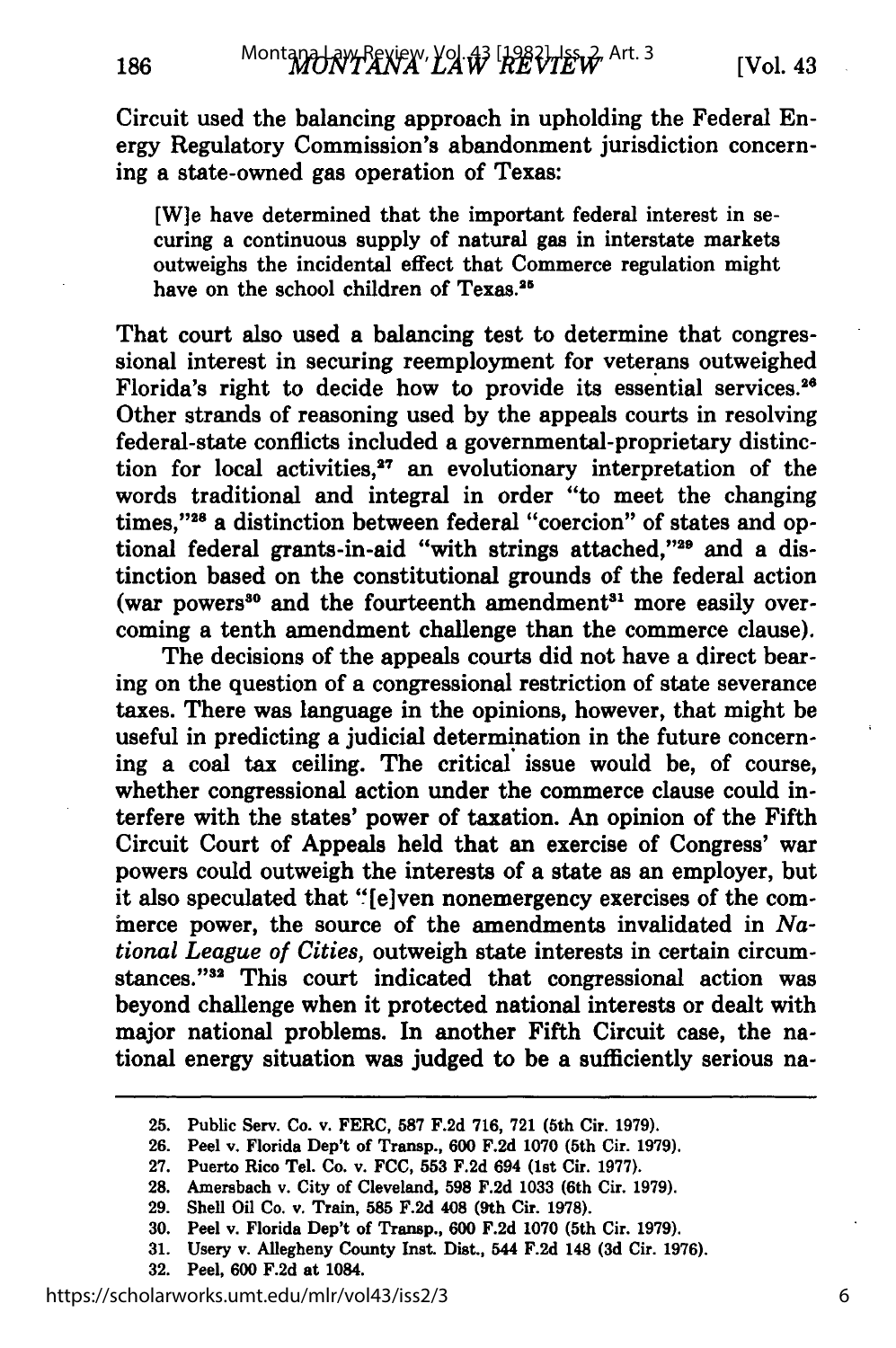Circuit used the balancing approach in upholding the Federal Energy Regulatory Commission's abandonment jurisdiction concerning a state-owned gas operation of Texas:

> [W]e have determined that the important federal interest in securing a continuous supply of natural gas in interstate markets outweighs the incidental effect that Commerce regulation might have on the school children of Texas.[25]

That court also used a balancing test to determine that congressional interest in securing reemployment for veterans outweighed Florida's right to decide how to provide its essential services.[26] Other strands of reasoning used by the appeals courts in resolving federal-state conflicts included a governmental-proprietary distinction for local activities,[27] an evolutionary interpretation of the words traditional and integral in order "to meet the changing times,"[28] a distinction between federal "coercion" of states and optional federal grants-in-aid "with strings attached,"[29] and a distinction based on the constitutional grounds of the federal action (war powers[30] and the fourteenth amendment[31] more easily overcoming a tenth amendment challenge than the commerce clause).

The decisions of the appeals courts did not have a direct bearing on the question of a congressional restriction of state severance taxes. There was language in the opinions, however, that might be useful in predicting a judicial determination in the future concerning a coal tax ceiling. The critical issue would be, of course, whether congressional action under the commerce clause could interfere with the states' power of taxation. An opinion of the Fifth Circuit Court of Appeals held that an exercise of Congress' war powers could outweigh the interests of a state as an employer, but it also speculated that "[e]ven nonemergency exercises of the commerce power, the source of the amendments invalidated in *National League of Cities*, outweigh state interests in certain circumstances."[32] This court indicated that congressional action was beyond challenge when it protected national interests or dealt with major national problems. In another Fifth Circuit case, the national energy situation was judged to be a sufficiently serious na-

---

25. Public Serv. Co. v. FERC, 587 F.2d 716, 721 (5th Cir. 1979).
26. Peel v. Florida Dep't of Transp., 600 F.2d 1070 (5th Cir. 1979).
27. Puerto Rico Tel. Co. v. FCC, 553 F.2d 694 (1st Cir. 1977).
28. Amersbach v. City of Cleveland, 598 F.2d 1033 (6th Cir. 1979).
29. Shell Oil Co. v. Train, 585 F.2d 408 (9th Cir. 1978).
30. Peel v. Florida Dep't of Transp., 600 F.2d 1070 (5th Cir. 1979).
31. Usery v. Allegheny County Inst. Dist., 544 F.2d 148 (3d Cir. 1976).
32. Peel, 600 F.2d at 1084.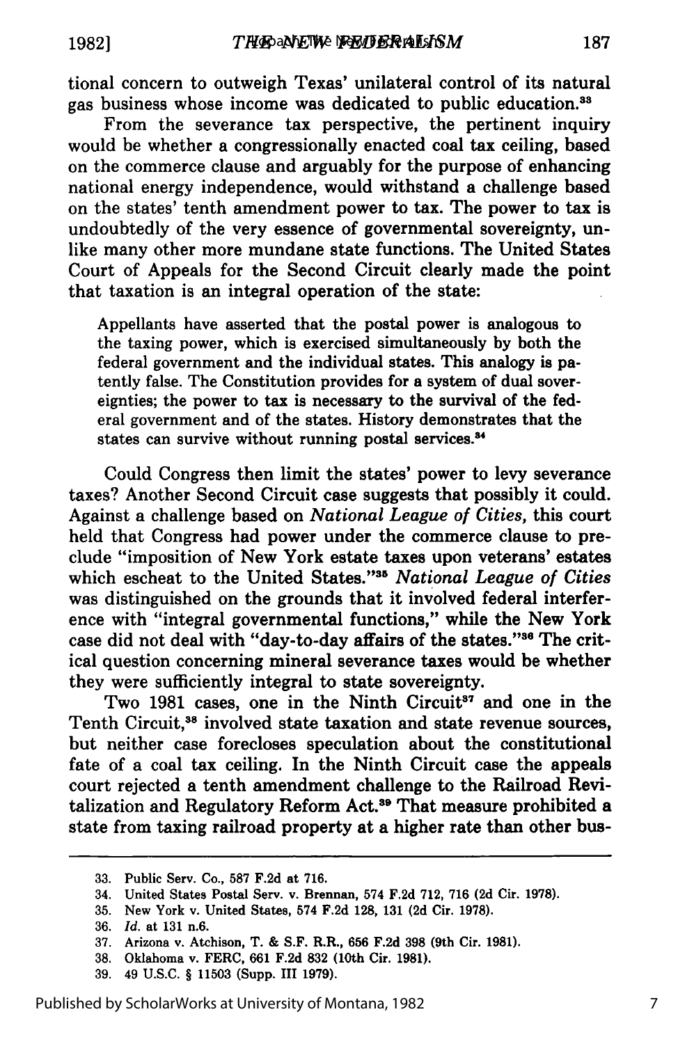tional concern to outweigh Texas' unilateral control of its natural gas business whose income was dedicated to public education.[33]

From the severance tax perspective, the pertinent inquiry would be whether a congressionally enacted coal tax ceiling, based on the commerce clause and arguably for the purpose of enhancing national energy independence, would withstand a challenge based on the states' tenth amendment power to tax. The power to tax is undoubtedly of the very essence of governmental sovereignty, unlike many other more mundane state functions. The United States Court of Appeals for the Second Circuit clearly made the point that taxation is an integral operation of the state:

> Appellants have asserted that the postal power is analogous to the taxing power, which is exercised simultaneously by both the federal government and the individual states. This analogy is patently false. The Constitution provides for a system of dual sovereignties; the power to tax is necessary to the survival of the federal government and of the states. History demonstrates that the states can survive without running postal services.[34]

Could Congress then limit the states' power to levy severance taxes? Another Second Circuit case suggests that possibly it could. Against a challenge based on *National League of Cities*, this court held that Congress had power under the commerce clause to preclude "imposition of New York estate taxes upon veterans' estates which escheat to the United States."[35] *National League of Cities* was distinguished on the grounds that it involved federal interference with "integral governmental functions," while the New York case did not deal with "day-to-day affairs of the states."[36] The critical question concerning mineral severance taxes would be whether they were sufficiently integral to state sovereignty.

Two 1981 cases, one in the Ninth Circuit[37] and one in the Tenth Circuit,[38] involved state taxation and state revenue sources, but neither case forecloses speculation about the constitutional fate of a coal tax ceiling. In the Ninth Circuit case the appeals court rejected a tenth amendment challenge to the Railroad Revitalization and Regulatory Reform Act.[39] That measure prohibited a state from taxing railroad property at a higher rate than other bus-

---

33. Public Serv. Co., 587 F.2d at 716.
34. United States Postal Serv. v. Brennan, 574 F.2d 712, 716 (2d Cir. 1978).
35. New York v. United States, 574 F.2d 128, 131 (2d Cir. 1978).
36. *Id.* at 131 n.6.
37. Arizona v. Atchison, T. & S.F. R.R., 656 F.2d 398 (9th Cir. 1981).
38. Oklahoma v. FERC, 661 F.2d 832 (10th Cir. 1981).
39. 49 U.S.C. § 11503 (Supp. III 1979).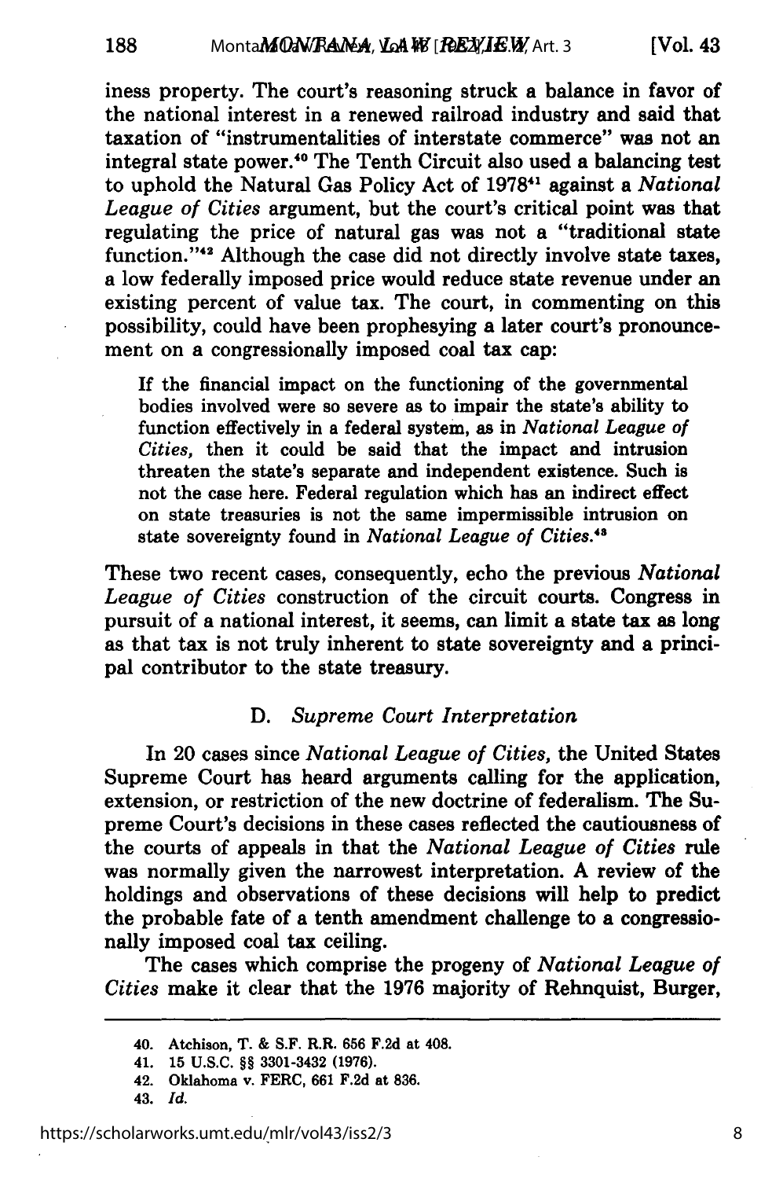iness property. The court's reasoning struck a balance in favor of the national interest in a renewed railroad industry and said that taxation of "instrumentalities of interstate commerce" was not an integral state power.[40] The Tenth Circuit also used a balancing test to uphold the Natural Gas Policy Act of 1978[41] against a *National League of Cities* argument, but the court's critical point was that regulating the price of natural gas was not a "traditional state function."[42] Although the case did not directly involve state taxes, a low federally imposed price would reduce state revenue under an existing percent of value tax. The court, in commenting on this possibility, could have been prophesying a later court's pronouncement on a congressionally imposed coal tax cap:

> If the financial impact on the functioning of the governmental bodies involved were so severe as to impair the state's ability to function effectively in a federal system, as in *National League of Cities*, then it could be said that the impact and intrusion threaten the state's separate and independent existence. Such is not the case here. Federal regulation which has an indirect effect on state treasuries is not the same impermissible intrusion on state sovereignty found in *National League of Cities*.[43]

These two recent cases, consequently, echo the previous *National League of Cities* construction of the circuit courts. Congress in pursuit of a national interest, it seems, can limit a state tax as long as that tax is not truly inherent to state sovereignty and a principal contributor to the state treasury.

### D. *Supreme Court Interpretation*

In 20 cases since *National League of Cities*, the United States Supreme Court has heard arguments calling for the application, extension, or restriction of the new doctrine of federalism. The Supreme Court's decisions in these cases reflected the cautiousness of the courts of appeals in that the *National League of Cities* rule was normally given the narrowest interpretation. A review of the holdings and observations of these decisions will help to predict the probable fate of a tenth amendment challenge to a congressionally imposed coal tax ceiling.

The cases which comprise the progeny of *National League of Cities* make it clear that the 1976 majority of Rehnquist, Burger,

---

40. Atchison, T. & S.F. R.R. 656 F.2d at 408.

41. 15 U.S.C. §§ 3301-3432 (1976).

42. Oklahoma v. FERC, 661 F.2d at 836.

43. *Id.*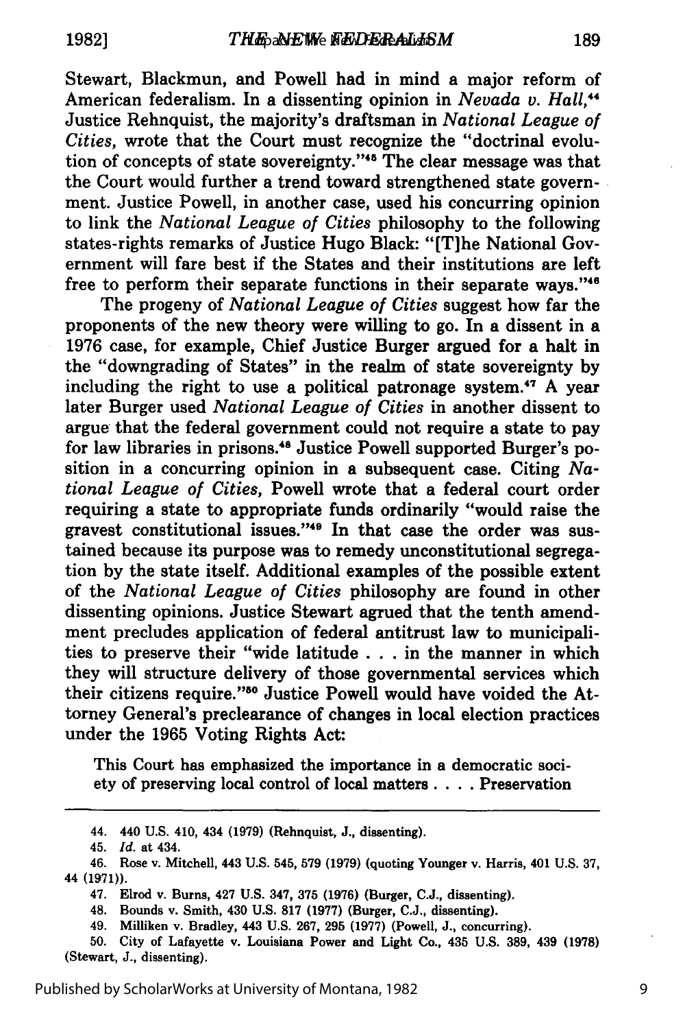Stewart, Blackmun, and Powell had in mind a major reform of American federalism. In a dissenting opinion in *Nevada v. Hall*,[44] Justice Rehnquist, the majority's draftsman in *National League of Cities*, wrote that the Court must recognize the "doctrinal evolution of concepts of state sovereignty."[45] The clear message was that the Court would further a trend toward strengthened state government. Justice Powell, in another case, used his concurring opinion to link the *National League of Cities* philosophy to the following states-rights remarks of Justice Hugo Black: "[T]he National Government will fare best if the States and their institutions are left free to perform their separate functions in their separate ways."[46]

The progeny of *National League of Cities* suggest how far the proponents of the new theory were willing to go. In a dissent in a 1976 case, for example, Chief Justice Burger argued for a halt in the "downgrading of States" in the realm of state sovereignty by including the right to use a political patronage system.[47] A year later Burger used *National League of Cities* in another dissent to argue that the federal government could not require a state to pay for law libraries in prisons.[48] Justice Powell supported Burger's position in a concurring opinion in a subsequent case. Citing *National League of Cities*, Powell wrote that a federal court order requiring a state to appropriate funds ordinarily "would raise the gravest constitutional issues."[49] In that case the order was sustained because its purpose was to remedy unconstitutional segregation by the state itself. Additional examples of the possible extent of the *National League of Cities* philosophy are found in other dissenting opinions. Justice Stewart agrued that the tenth amendment precludes application of federal antitrust law to municipalities to preserve their "wide latitude . . . in the manner in which they will structure delivery of those governmental services which their citizens require."[50] Justice Powell would have voided the Attorney General's preclearance of changes in local election practices under the 1965 Voting Rights Act:

> This Court has emphasized the importance in a democratic society of preserving local control of local matters . . . . Preservation

---

44. 440 U.S. 410, 434 (1979) (Rehnquist, J., dissenting).

45. *Id.* at 434.

46. Rose v. Mitchell, 443 U.S. 545, 579 (1979) (quoting Younger v. Harris, 401 U.S. 37, 44 (1971)).

47. Elrod v. Burns, 427 U.S. 347, 375 (1976) (Burger, C.J., dissenting).

48. Bounds v. Smith, 430 U.S. 817 (1977) (Burger, C.J., dissenting).

49. Milliken v. Bradley, 443 U.S. 267, 295 (1977) (Powell, J., concurring).

50. City of Lafayette v. Louisiana Power and Light Co., 435 U.S. 389, 439 (1978) (Stewart, J., dissenting).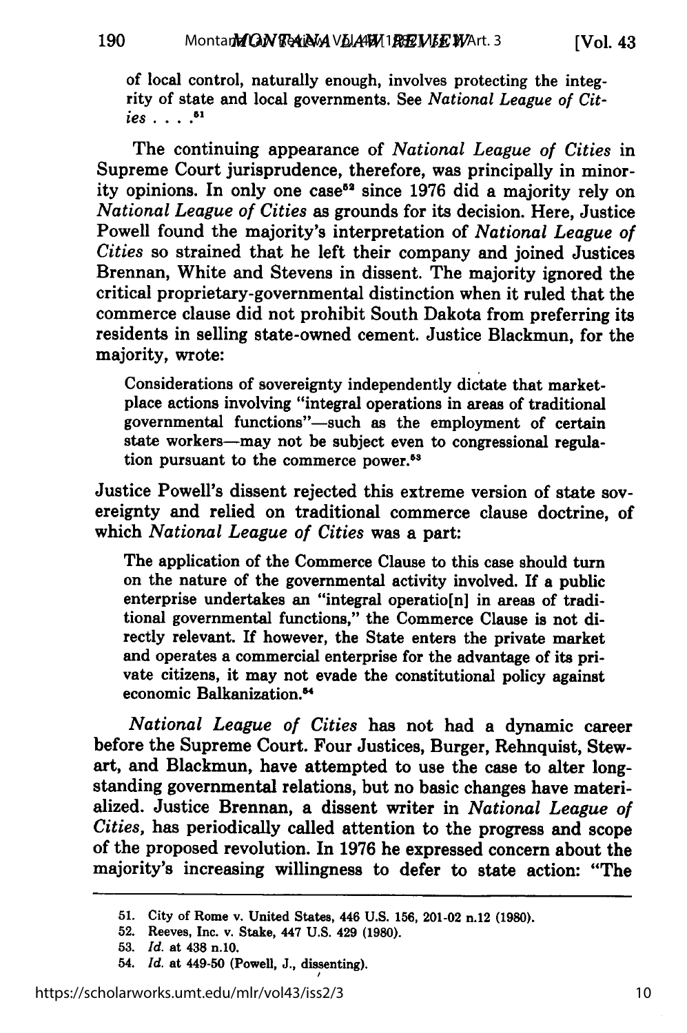of local control, naturally enough, involves protecting the integrity of state and local governments. See *National League of Cities* . . . .[51]

The continuing appearance of *National League of Cities* in Supreme Court jurisprudence, therefore, was principally in minority opinions. In only one case[52] since 1976 did a majority rely on *National League of Cities* as grounds for its decision. Here, Justice Powell found the majority's interpretation of *National League of Cities* so strained that he left their company and joined Justices Brennan, White and Stevens in dissent. The majority ignored the critical proprietary-governmental distinction when it ruled that the commerce clause did not prohibit South Dakota from preferring its residents in selling state-owned cement. Justice Blackmun, for the majority, wrote:

> Considerations of sovereignty independently dictate that marketplace actions involving "integral operations in areas of traditional governmental functions"—such as the employment of certain state workers—may not be subject even to congressional regulation pursuant to the commerce power.[53]

Justice Powell's dissent rejected this extreme version of state sovereignty and relied on traditional commerce clause doctrine, of which *National League of Cities* was a part:

> The application of the Commerce Clause to this case should turn on the nature of the governmental activity involved. If a public enterprise undertakes an "integral operatio[n] in areas of traditional governmental functions," the Commerce Clause is not directly relevant. If however, the State enters the private market and operates a commercial enterprise for the advantage of its private citizens, it may not evade the constitutional policy against economic Balkanization.[54]

*National League of Cities* has not had a dynamic career before the Supreme Court. Four Justices, Burger, Rehnquist, Stewart, and Blackmun, have attempted to use the case to alter longstanding governmental relations, but no basic changes have materialized. Justice Brennan, a dissent writer in *National League of Cities,* has periodically called attention to the progress and scope of the proposed revolution. In 1976 he expressed concern about the majority's increasing willingness to defer to state action: "The

---

51. City of Rome v. United States, 446 U.S. 156, 201-02 n.12 (1980).

52. Reeves, Inc. v. Stake, 447 U.S. 429 (1980).

53. *Id.* at 438 n.10.

54. *Id.* at 449-50 (Powell, J., dissenting).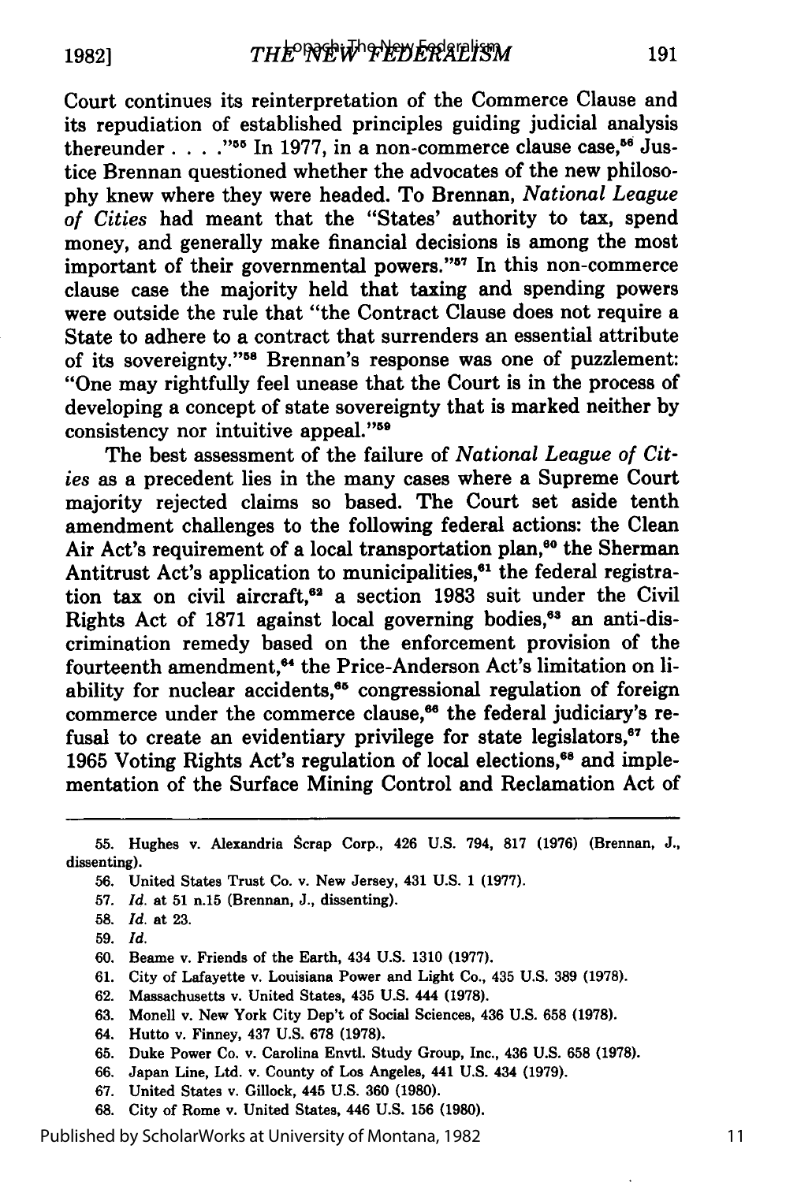Court continues its reinterpretation of the Commerce Clause and its repudiation of established principles guiding judicial analysis thereunder . . . ."[55] In 1977, in a non-commerce clause case,[56] Justice Brennan questioned whether the advocates of the new philosophy knew where they were headed. To Brennan, *National League of Cities* had meant that the "States' authority to tax, spend money, and generally make financial decisions is among the most important of their governmental powers."[57] In this non-commerce clause case the majority held that taxing and spending powers were outside the rule that "the Contract Clause does not require a State to adhere to a contract that surrenders an essential attribute of its sovereignty."[58] Brennan's response was one of puzzlement: "One may rightfully feel unease that the Court is in the process of developing a concept of state sovereignty that is marked neither by consistency nor intuitive appeal."[59]

The best assessment of the failure of *National League of Cities* as a precedent lies in the many cases where a Supreme Court majority rejected claims so based. The Court set aside tenth amendment challenges to the following federal actions: the Clean Air Act's requirement of a local transportation plan,[60] the Sherman Antitrust Act's application to municipalities,[61] the federal registration tax on civil aircraft,[62] a section 1983 suit under the Civil Rights Act of 1871 against local governing bodies,[63] an anti-discrimination remedy based on the enforcement provision of the fourteenth amendment,[64] the Price-Anderson Act's limitation on liability for nuclear accidents,[65] congressional regulation of foreign commerce under the commerce clause,[66] the federal judiciary's refusal to create an evidentiary privilege for state legislators,[67] the 1965 Voting Rights Act's regulation of local elections,[68] and implementation of the Surface Mining Control and Reclamation Act of

---

55. Hughes v. Alexandria Scrap Corp., 426 U.S. 794, 817 (1976) (Brennan, J., dissenting).

56. United States Trust Co. v. New Jersey, 431 U.S. 1 (1977).

57. *Id.* at 51 n.15 (Brennan, J., dissenting).

58. *Id.* at 23.

59. *Id.*

60. Beame v. Friends of the Earth, 434 U.S. 1310 (1977).

61. City of Lafayette v. Louisiana Power and Light Co., 435 U.S. 389 (1978).

62. Massachusetts v. United States, 435 U.S. 444 (1978).

63. Monell v. New York City Dep't of Social Sciences, 436 U.S. 658 (1978).

64. Hutto v. Finney, 437 U.S. 678 (1978).

65. Duke Power Co. v. Carolina Envtl. Study Group, Inc., 436 U.S. 658 (1978).

66. Japan Line, Ltd. v. County of Los Angeles, 441 U.S. 434 (1979).

67. United States v. Gillock, 445 U.S. 360 (1980).

68. City of Rome v. United States, 446 U.S. 156 (1980).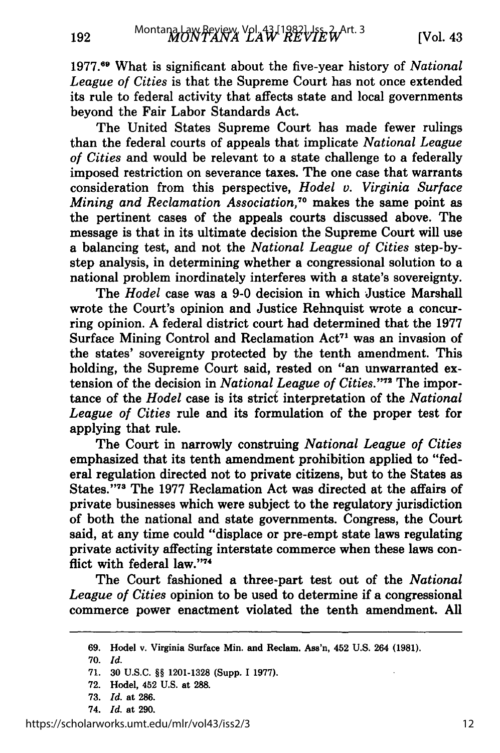1977.[69] What is significant about the five-year history of *National League of Cities* is that the Supreme Court has not once extended its rule to federal activity that affects state and local governments beyond the Fair Labor Standards Act.

The United States Supreme Court has made fewer rulings than the federal courts of appeals that implicate *National League of Cities* and would be relevant to a state challenge to a federally imposed restriction on severance taxes. The one case that warrants consideration from this perspective, *Hodel v. Virginia Surface Mining and Reclamation Association*,[70] makes the same point as the pertinent cases of the appeals courts discussed above. The message is that in its ultimate decision the Supreme Court will use a balancing test, and not the *National League of Cities* step-by-step analysis, in determining whether a congressional solution to a national problem inordinately interferes with a state's sovereignty.

The *Hodel* case was a 9-0 decision in which Justice Marshall wrote the Court's opinion and Justice Rehnquist wrote a concurring opinion. A federal district court had determined that the 1977 Surface Mining Control and Reclamation Act[71] was an invasion of the states' sovereignty protected by the tenth amendment. This holding, the Supreme Court said, rested on "an unwarranted extension of the decision in *National League of Cities*."[72] The importance of the *Hodel* case is its strict interpretation of the *National League of Cities* rule and its formulation of the proper test for applying that rule.

The Court in narrowly construing *National League of Cities* emphasized that its tenth amendment prohibition applied to "federal regulation directed not to private citizens, but to the States as States."[73] The 1977 Reclamation Act was directed at the affairs of private businesses which were subject to the regulatory jurisdiction of both the national and state governments. Congress, the Court said, at any time could "displace or pre-empt state laws regulating private activity affecting interstate commerce when these laws conflict with federal law."[74]

The Court fashioned a three-part test out of the *National League of Cities* opinion to be used to determine if a congressional commerce power enactment violated the tenth amendment. All

---

69. Hodel v. Virginia Surface Min. and Reclam. Ass'n, 452 U.S. 264 (1981).

70. *Id.*

71. 30 U.S.C. §§ 1201-1328 (Supp. I 1977).

72. Hodel, 452 U.S. at 288.

73. *Id.* at 286.

74. *Id.* at 290.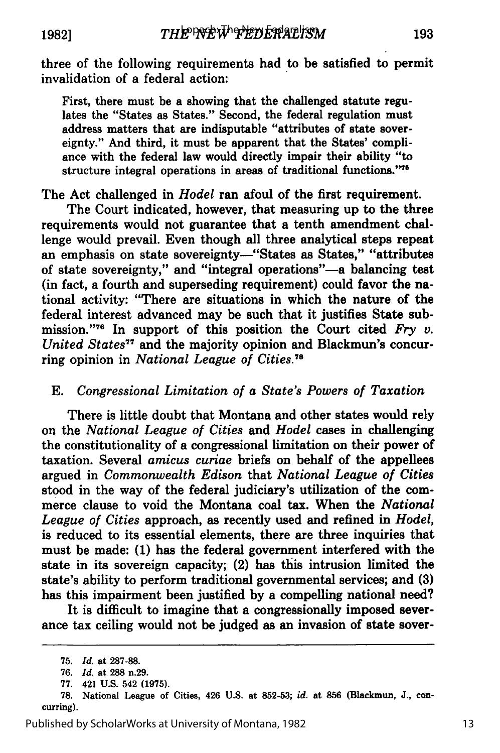three of the following requirements had to be satisfied to permit invalidation of a federal action:

> First, there must be a showing that the challenged statute regulates the "States as States." Second, the federal regulation must address matters that are indisputable "attributes of state sovereignty." And third, it must be apparent that the States' compliance with the federal law would directly impair their ability "to structure integral operations in areas of traditional functions."[75]

The Act challenged in *Hodel* ran afoul of the first requirement.

The Court indicated, however, that measuring up to the three requirements would not guarantee that a tenth amendment challenge would prevail. Even though all three analytical steps repeat an emphasis on state sovereignty—"States as States," "attributes of state sovereignty," and "integral operations"—a balancing test (in fact, a fourth and superseding requirement) could favor the national activity: "There are situations in which the nature of the federal interest advanced may be such that it justifies State submission."[76] In support of this position the Court cited *Fry v. United States*[77] and the majority opinion and Blackmun's concurring opinion in *National League of Cities*.[78]

### E. *Congressional Limitation of a State's Powers of Taxation*

There is little doubt that Montana and other states would rely on the *National League of Cities* and *Hodel* cases in challenging the constitutionality of a congressional limitation on their power of taxation. Several *amicus curiae* briefs on behalf of the appellees argued in *Commonwealth Edison* that *National League of Cities* stood in the way of the federal judiciary's utilization of the commerce clause to void the Montana coal tax. When the *National League of Cities* approach, as recently used and refined in *Hodel*, is reduced to its essential elements, there are three inquiries that must be made: (1) has the federal government interfered with the state in its sovereign capacity; (2) has this intrusion limited the state's ability to perform traditional governmental services; and (3) has this impairment been justified by a compelling national need?

It is difficult to imagine that a congressionally imposed severance tax ceiling would not be judged as an invasion of state sover-

---

75. *Id.* at 287-88.

76. *Id.* at 288 n.29.

77. 421 U.S. 542 (1975).

78. National League of Cities, 426 U.S. at 852-53; *id.* at 856 (Blackmun, J., concurring).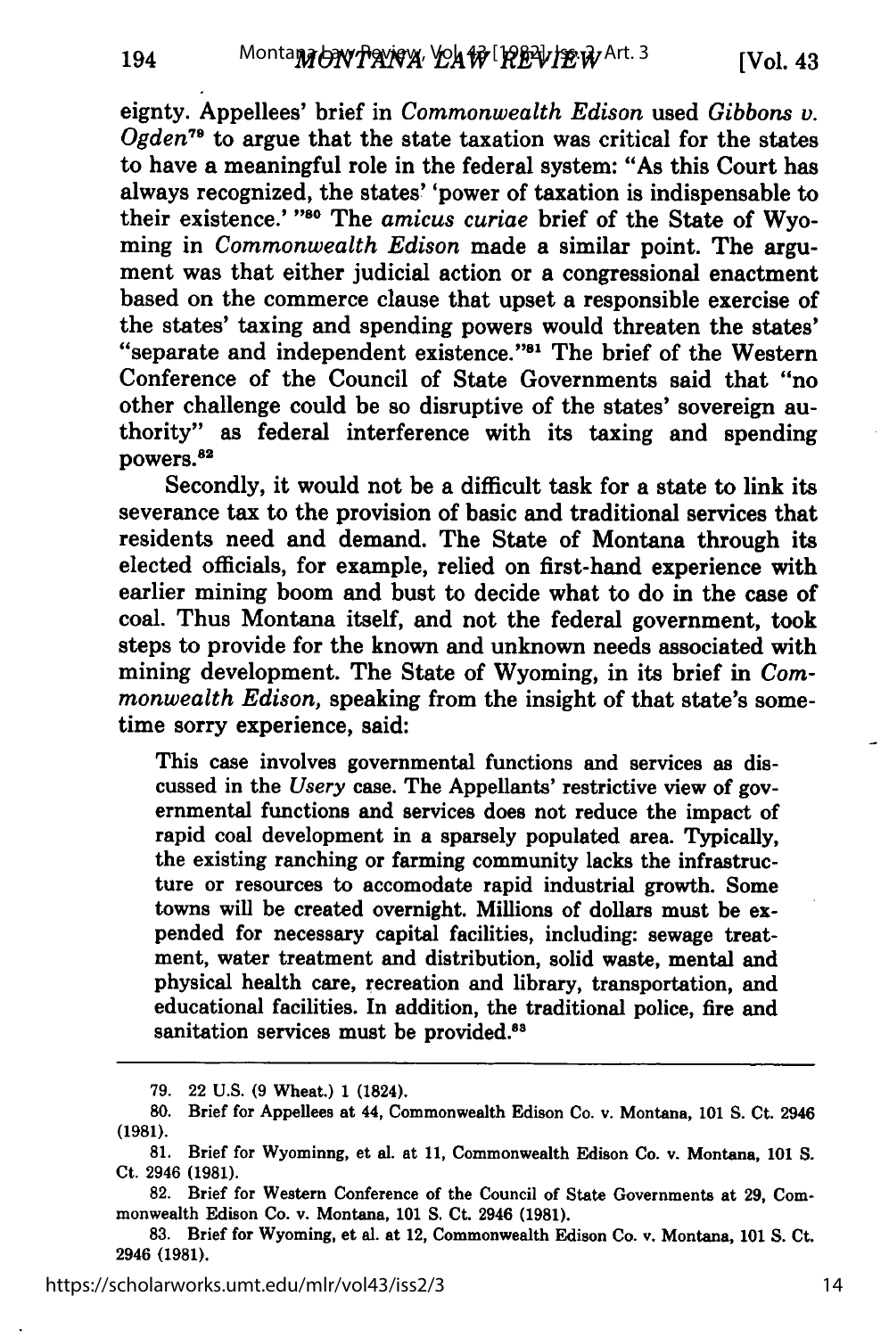eignty. Appellees' brief in *Commonwealth Edison* used *Gibbons v. Ogden*[79] to argue that the state taxation was critical for the states to have a meaningful role in the federal system: "As this Court has always recognized, the states' 'power of taxation is indispensable to their existence.' "[80] The *amicus curiae* brief of the State of Wyoming in *Commonwealth Edison* made a similar point. The argument was that either judicial action or a congressional enactment based on the commerce clause that upset a responsible exercise of the states' taxing and spending powers would threaten the states' "separate and independent existence."[81] The brief of the Western Conference of the Council of State Governments said that "no other challenge could be so disruptive of the states' sovereign authority" as federal interference with its taxing and spending powers.[82]

Secondly, it would not be a difficult task for a state to link its severance tax to the provision of basic and traditional services that residents need and demand. The State of Montana through its elected officials, for example, relied on first-hand experience with earlier mining boom and bust to decide what to do in the case of coal. Thus Montana itself, and not the federal government, took steps to provide for the known and unknown needs associated with mining development. The State of Wyoming, in its brief in *Commonwealth Edison*, speaking from the insight of that state's sometime sorry experience, said:

> This case involves governmental functions and services as discussed in the *Usery* case. The Appellants' restrictive view of governmental functions and services does not reduce the impact of rapid coal development in a sparsely populated area. Typically, the existing ranching or farming community lacks the infrastructure or resources to accomodate rapid industrial growth. Some towns will be created overnight. Millions of dollars must be expended for necessary capital facilities, including: sewage treatment, water treatment and distribution, solid waste, mental and physical health care, recreation and library, transportation, and educational facilities. In addition, the traditional police, fire and sanitation services must be provided.[83]

---

79. 22 U.S. (9 Wheat.) 1 (1824).

80. Brief for Appellees at 44, Commonwealth Edison Co. v. Montana, 101 S. Ct. 2946 (1981).

81. Brief for Wyominng, et al. at 11, Commonwealth Edison Co. v. Montana, 101 S. Ct. 2946 (1981).

82. Brief for Western Conference of the Council of State Governments at 29, Commonwealth Edison Co. v. Montana, 101 S. Ct. 2946 (1981).

83. Brief for Wyoming, et al. at 12, Commonwealth Edison Co. v. Montana, 101 S. Ct. 2946 (1981).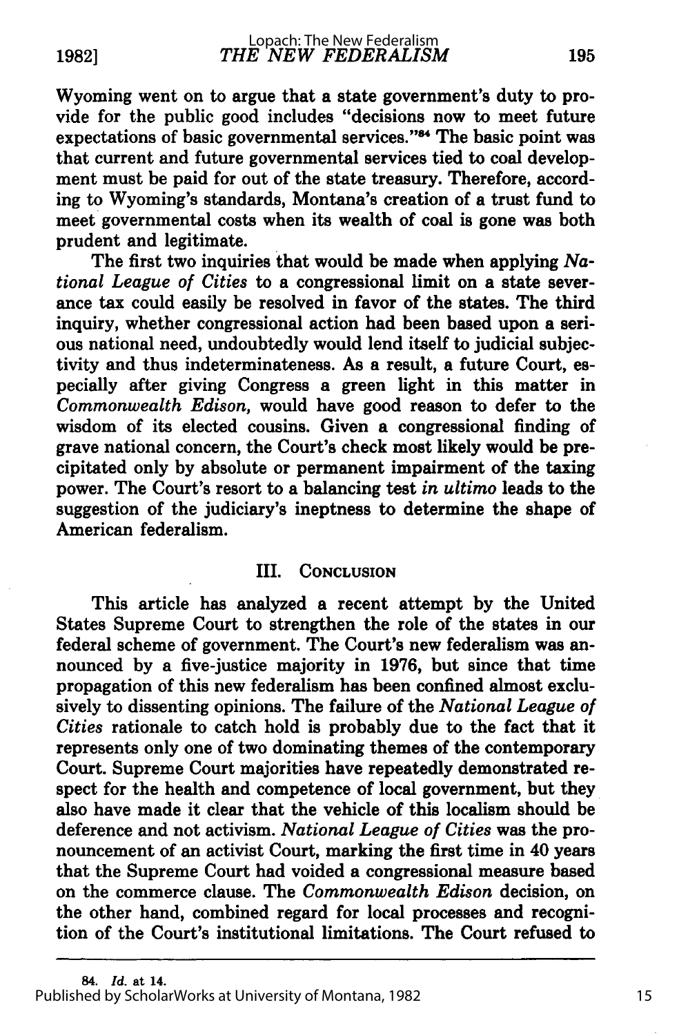Wyoming went on to argue that a state government's duty to provide for the public good includes "decisions now to meet future expectations of basic governmental services."[84] The basic point was that current and future governmental services tied to coal development must be paid for out of the state treasury. Therefore, according to Wyoming's standards, Montana's creation of a trust fund to meet governmental costs when its wealth of coal is gone was both prudent and legitimate.

The first two inquiries that would be made when applying *National League of Cities* to a congressional limit on a state severance tax could easily be resolved in favor of the states. The third inquiry, whether congressional action had been based upon a serious national need, undoubtedly would lend itself to judicial subjectivity and thus indeterminateness. As a result, a future Court, especially after giving Congress a green light in this matter in *Commonwealth Edison,* would have good reason to defer to the wisdom of its elected cousins. Given a congressional finding of grave national concern, the Court's check most likely would be precipitated only by absolute or permanent impairment of the taxing power. The Court's resort to a balancing test *in ultimo* leads to the suggestion of the judiciary's ineptness to determine the shape of American federalism.

## III. Conclusion

This article has analyzed a recent attempt by the United States Supreme Court to strengthen the role of the states in our federal scheme of government. The Court's new federalism was announced by a five-justice majority in 1976, but since that time propagation of this new federalism has been confined almost exclusively to dissenting opinions. The failure of the *National League of Cities* rationale to catch hold is probably due to the fact that it represents only one of two dominating themes of the contemporary Court. Supreme Court majorities have repeatedly demonstrated respect for the health and competence of local government, but they also have made it clear that the vehicle of this localism should be deference and not activism. *National League of Cities* was the pronouncement of an activist Court, marking the first time in 40 years that the Supreme Court had voided a congressional measure based on the commerce clause. The *Commonwealth Edison* decision, on the other hand, combined regard for local processes and recognition of the Court's institutional limitations. The Court refused to

---

84. *Id.* at 14.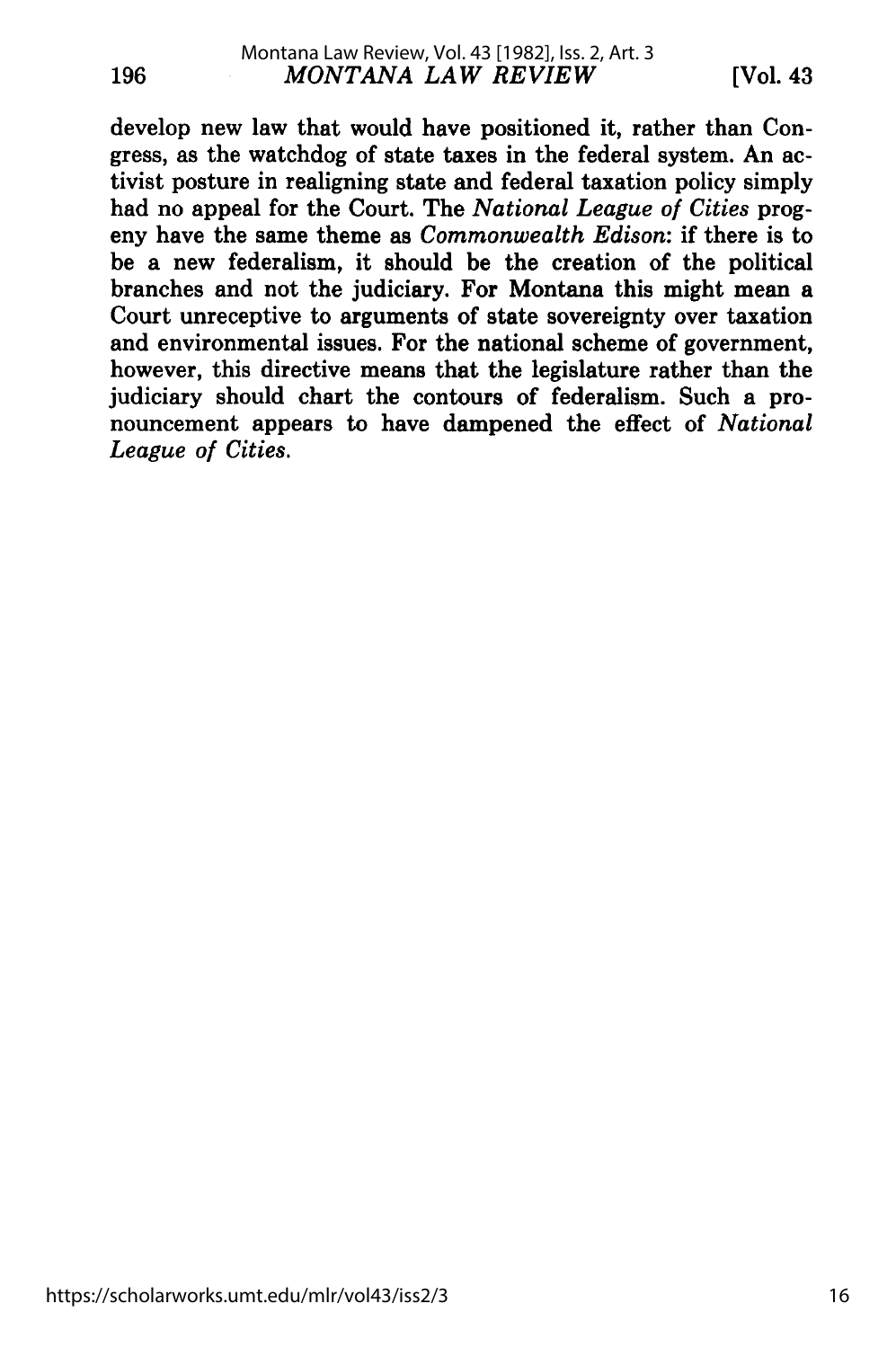develop new law that would have positioned it, rather than Congress, as the watchdog of state taxes in the federal system. An activist posture in realigning state and federal taxation policy simply had no appeal for the Court. The *National League of Cities* progeny have the same theme as *Commonwealth Edison*: if there is to be a new federalism, it should be the creation of the political branches and not the judiciary. For Montana this might mean a Court unreceptive to arguments of state sovereignty over taxation and environmental issues. For the national scheme of government, however, this directive means that the legislature rather than the judiciary should chart the contours of federalism. Such a pronouncement appears to have dampened the effect of *National League of Cities*.